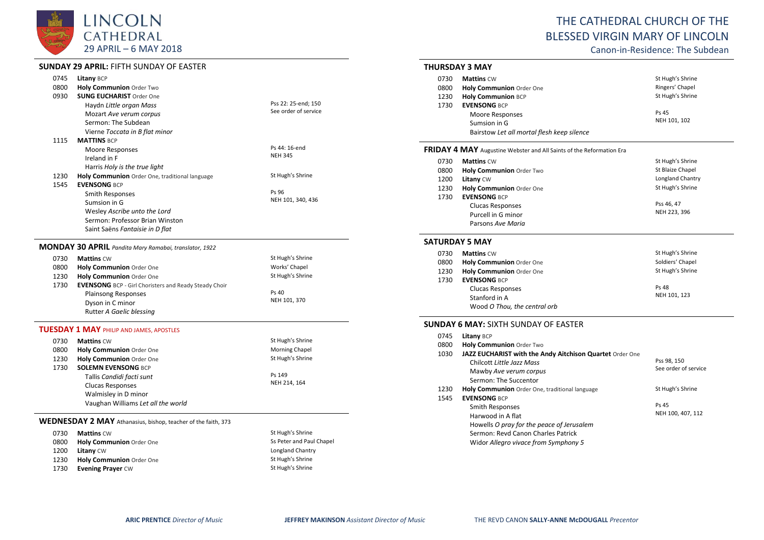# LINCOLN CATHEDRAL

29 APRIL – 6 MAY 2018

# THE CATHEDRAL CHURCH OF THE BLESSED VIRGIN MARY OF LINCOLN

Canon-in-Residence: The Subdean

## SUNDAY 29 APRIL: FIFTH SUNDAY OF EASTER

| | | |
|---|---|---|
| 0745 | **Litany** BCP | |
| 0800 | **Holy Communion** Order Two | |
| 0930 | **SUNG EUCHARIST** Order One | |
| | Haydn *Little organ Mass* | Pss 22: 25-end; 150 |
| | Mozart *Ave verum corpus* | See order of service |
| | Sermon: The Subdean | |
| | Vierne *Toccata in B flat minor* | |
| 1115 | **MATTINS** BCP | |
| | Moore Responses | Ps 44: 16-end |
| | Ireland in F | NEH 345 |
| | Harris *Holy is the true light* | |
| 1230 | **Holy Communion** Order One, traditional language | St Hugh's Shrine |
| 1545 | **EVENSONG** BCP | |
| | Smith Responses | Ps 96 |
| | Sumsion in G | NEH 101, 340, 436 |
| | Wesley *Ascribe unto the Lord* | |
| | Sermon: Professor Brian Winston | |
| | Saint Saëns *Fantaisie in D flat* | |

## MONDAY 30 APRIL *Pandita Mary Ramabai, translator, 1922*

| | | |
|---|---|---|
| 0730 | **Mattins** CW | St Hugh's Shrine |
| 0800 | **Holy Communion** Order One | Works' Chapel |
| 1230 | **Holy Communion** Order One | St Hugh's Shrine |
| 1730 | **EVENSONG** BCP - Girl Choristers and Ready Steady Choir | |
| | Plainsong Responses | Ps 40 |
| | Dyson in C minor | NEH 101, 370 |
| | Rutter *A Gaelic blessing* | |

## TUESDAY 1 MAY PHILIP AND JAMES, APOSTLES

| | | |
|---|---|---|
| 0730 | **Mattins** CW | St Hugh's Shrine |
| 0800 | **Holy Communion** Order One | Morning Chapel |
| 1230 | **Holy Communion** Order One | St Hugh's Shrine |
| 1730 | **SOLEMN EVENSONG** BCP | |
| | Tallis *Candidi facti sunt* | Ps 149 |
| | Clucas Responses | NEH 214, 164 |
| | Walmisley in D minor | |
| | Vaughan Williams *Let all the world* | |

## WEDNESDAY 2 MAY Athanasius, bishop, teacher of the faith, 373

| | | |
|---|---|---|
| 0730 | **Mattins** CW | St Hugh's Shrine |
| 0800 | **Holy Communion** Order One | Ss Peter and Paul Chapel |
| 1200 | **Litany** CW | Longland Chantry |
| 1230 | **Holy Communion** Order One | St Hugh's Shrine |
| 1730 | **Evening Prayer** CW | St Hugh's Shrine |

## THURSDAY 3 MAY

| | | |
|---|---|---|
| 0730 | **Mattins** CW | St Hugh's Shrine |
| 0800 | **Holy Communion** Order One | Ringers' Chapel |
| 1230 | **Holy Communion** BCP | St Hugh's Shrine |
| 1730 | **EVENSONG** BCP | |
| | Moore Responses | Ps 45 |
| | Sumsion in G | NEH 101, 102 |
| | Bairstow *Let all mortal flesh keep silence* | |

## FRIDAY 4 MAY Augustine Webster and All Saints of the Reformation Era

| | | |
|---|---|---|
| 0730 | **Mattins** CW | St Hugh's Shrine |
| 0800 | **Holy Communion** Order Two | St Blaize Chapel |
| 1200 | **Litany** CW | Longland Chantry |
| 1230 | **Holy Communion** Order One | St Hugh's Shrine |
| 1730 | **EVENSONG** BCP | |
| | Clucas Responses | Pss 46, 47 |
| | Purcell in G minor | NEH 223, 396 |
| | Parsons *Ave Maria* | |

## SATURDAY 5 MAY

| | | |
|---|---|---|
| 0730 | **Mattins** CW | St Hugh's Shrine |
| 0800 | **Holy Communion** Order One | Soldiers' Chapel |
| 1230 | **Holy Communion** Order One | St Hugh's Shrine |
| 1730 | **EVENSONG** BCP | |
| | Clucas Responses | Ps 48 |
| | Stanford in A | NEH 101, 123 |
| | Wood *O Thou, the central orb* | |

## SUNDAY 6 MAY: SIXTH SUNDAY OF EASTER

| | | |
|---|---|---|
| 0745 | **Litany** BCP | |
| 0800 | **Holy Communion** Order Two | |
| 1030 | **JAZZ EUCHARIST with the Andy Aitchison Quartet** Order One | |
| | Chilcott *Little Jazz Mass* | Pss 98, 150 |
| | Mawby *Ave verum corpus* | See order of service |
| | Sermon: The Succentor | |
| 1230 | **Holy Communion** Order One, traditional language | St Hugh's Shrine |
| 1545 | **EVENSONG** BCP | |
| | Smith Responses | Ps 45 |
| | Harwood in A flat | NEH 100, 407, 112 |
| | Howells *O pray for the peace of Jerusalem* | |
| | Sermon: Revd Canon Charles Patrick | |
| | Widor *Allegro vivace from Symphony 5* | |

**ARIC PRENTICE** *Director of Music* | **JEFFREY MAKINSON** *Assistant Director of Music* | THE REVD CANON **SALLY-ANNE McDOUGALL** *Precentor*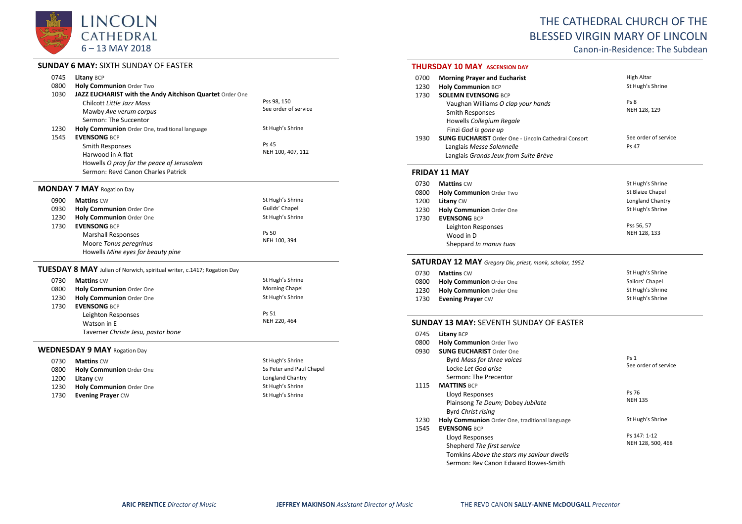# LINCOLN CATHEDRAL
6 – 13 MAY 2018

# THE CATHEDRAL CHURCH OF THE BLESSED VIRGIN MARY OF LINCOLN

Canon-in-Residence: The Subdean

## SUNDAY 6 MAY: SIXTH SUNDAY OF EASTER

| | | |
|---|---|---|
| 0745 | **Litany** BCP | |
| 0800 | **Holy Communion** Order Two | |
| 1030 | **JAZZ EUCHARIST with the Andy Aitchison Quartet** Order One | |
| | Chilcott *Little Jazz Mass* | Pss 98, 150 |
| | Mawby *Ave verum corpus* | See order of service |
| | Sermon: The Succentor | |
| 1230 | **Holy Communion** Order One, traditional language | St Hugh's Shrine |
| 1545 | **EVENSONG** BCP | |
| | Smith Responses | Ps 45 |
| | Harwood in A flat | NEH 100, 407, 112 |
| | Howells *O pray for the peace of Jerusalem* | |
| | Sermon: Revd Canon Charles Patrick | |

## MONDAY 7 MAY Rogation Day

| | | |
|---|---|---|
| 0900 | **Mattins** CW | St Hugh's Shrine |
| 0930 | **Holy Communion** Order One | Guilds' Chapel |
| 1230 | **Holy Communion** Order One | St Hugh's Shrine |
| 1730 | **EVENSONG** BCP | |
| | Marshall Responses | Ps 50 |
| | Moore *Tonus peregrinus* | NEH 100, 394 |
| | Howells *Mine eyes for beauty pine* | |

## TUESDAY 8 MAY Julian of Norwich, spiritual writer, c.1417; Rogation Day

| | | |
|---|---|---|
| 0730 | **Mattins** CW | St Hugh's Shrine |
| 0800 | **Holy Communion** Order One | Morning Chapel |
| 1230 | **Holy Communion** Order One | St Hugh's Shrine |
| 1730 | **EVENSONG** BCP | |
| | Leighton Responses | Ps 51 |
| | Watson in E | NEH 220, 464 |
| | Taverner *Christe Jesu, pastor bone* | |

## WEDNESDAY 9 MAY Rogation Day

| | | |
|---|---|---|
| 0730 | **Mattins** CW | St Hugh's Shrine |
| 0800 | **Holy Communion** Order One | Ss Peter and Paul Chapel |
| 1200 | **Litany** CW | Longland Chantry |
| 1230 | **Holy Communion** Order One | St Hugh's Shrine |
| 1730 | **Evening Prayer** CW | St Hugh's Shrine |

## THURSDAY 10 MAY ASCENSION DAY

| | | |
|---|---|---|
| 0700 | **Morning Prayer and Eucharist** | High Altar |
| 1230 | **Holy Communion** BCP | St Hugh's Shrine |
| 1730 | **SOLEMN EVENSONG** BCP | |
| | Vaughan Williams *O clap your hands* | Ps 8 |
| | Smith Responses | NEH 128, 129 |
| | Howells *Collegium Regale* | |
| | Finzi *God is gone up* | |
| 1930 | **SUNG EUCHARIST** Order One - Lincoln Cathedral Consort | See order of service |
| | Langlais *Messe Solennelle* | Ps 47 |
| | Langlais *Grands Jeux from Suite Brève* | |

## FRIDAY 11 MAY

| | | |
|---|---|---|
| 0730 | **Mattins** CW | St Hugh's Shrine |
| 0800 | **Holy Communion** Order Two | St Blaize Chapel |
| 1200 | **Litany** CW | Longland Chantry |
| 1230 | **Holy Communion** Order One | St Hugh's Shrine |
| 1730 | **EVENSONG** BCP | |
| | Leighton Responses | Pss 56, 57 |
| | Wood in D | NEH 128, 133 |
| | Sheppard *In manus tuas* | |

## SATURDAY 12 MAY *Gregory Dix, priest, monk, scholar, 1952*

| | | |
|---|---|---|
| 0730 | **Mattins** CW | St Hugh's Shrine |
| 0800 | **Holy Communion** Order One | Sailors' Chapel |
| 1230 | **Holy Communion** Order One | St Hugh's Shrine |
| 1730 | **Evening Prayer** CW | St Hugh's Shrine |

## SUNDAY 13 MAY: SEVENTH SUNDAY OF EASTER

| | | |
|---|---|---|
| 0745 | **Litany** BCP | |
| 0800 | **Holy Communion** Order Two | |
| 0930 | **SUNG EUCHARIST** Order One | |
| | Byrd *Mass for three voices* | Ps 1 |
| | Locke *Let God arise* | See order of service |
| | Sermon: The Precentor | |
| 1115 | **MATTINS** BCP | |
| | Lloyd Responses | Ps 76 |
| | Plainsong *Te Deum;* Dobey *Jubilate* | NEH 135 |
| | Byrd *Christ rising* | |
| 1230 | **Holy Communion** Order One, traditional language | St Hugh's Shrine |
| 1545 | **EVENSONG** BCP | |
| | Lloyd Responses | Ps 147: 1-12 |
| | Shepherd *The first service* | NEH 128, 500, 468 |
| | Tomkins *Above the stars my saviour dwells* | |
| | Sermon: Rev Canon Edward Bowes-Smith | |

**ARIC PRENTICE** *Director of Music* **JEFFREY MAKINSON** *Assistant Director of Music* THE REVD CANON **SALLY-ANNE McDOUGALL** *Precentor*